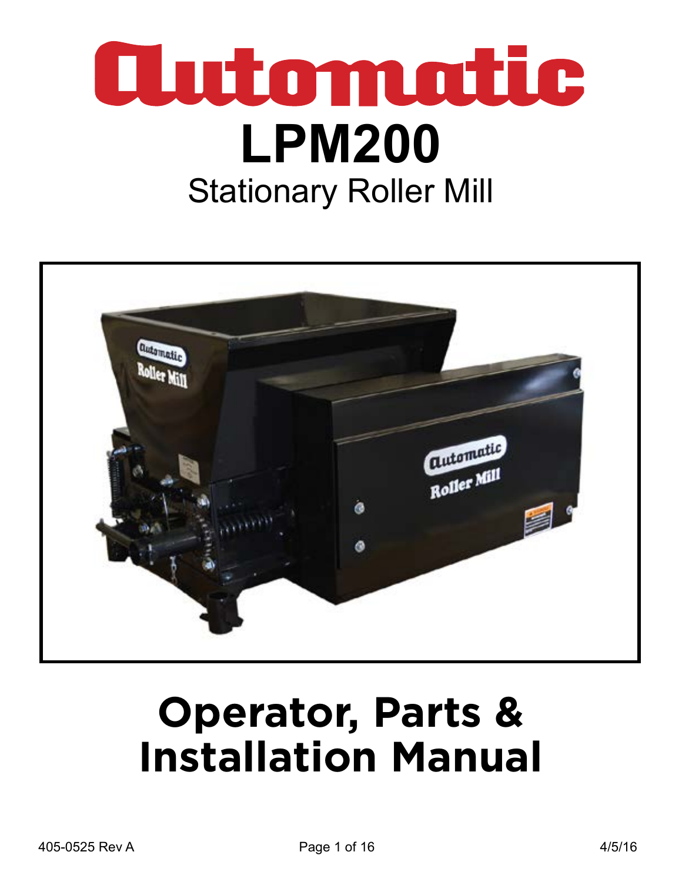# Automatic

# LPM200

## Stationary Roller Mill

# Operator, Parts & Installation Manual

405-0525 Rev A

4/5/16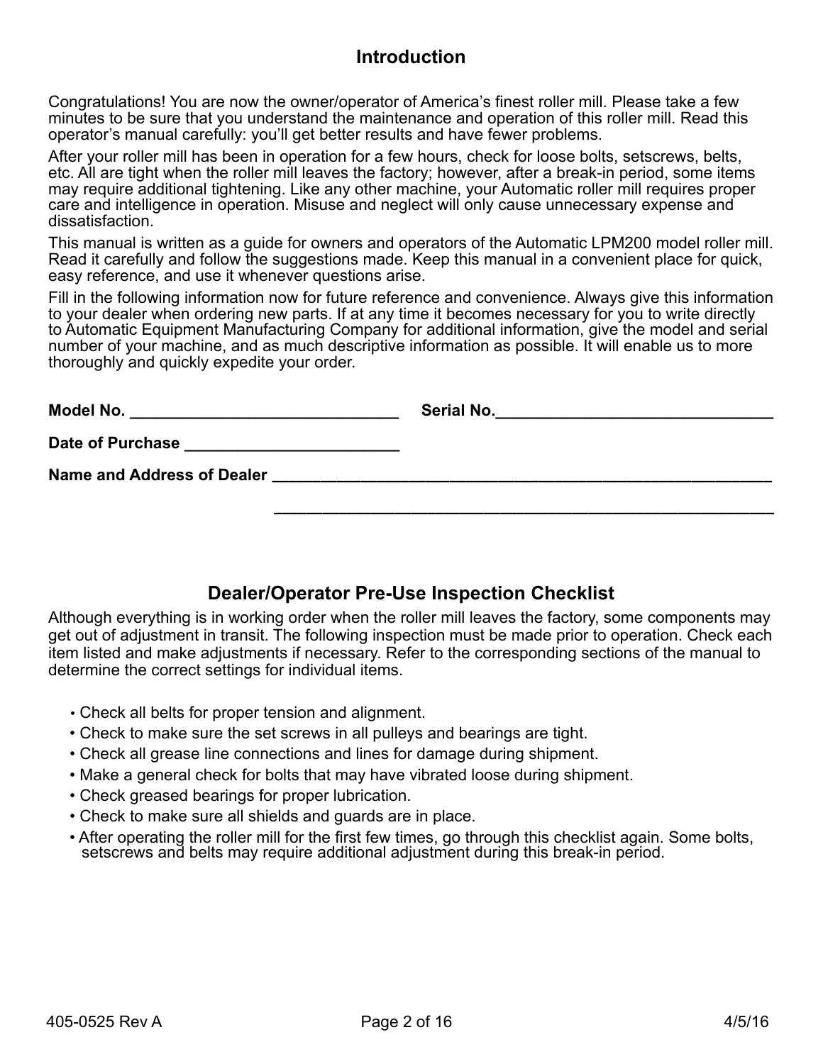## Introduction

Congratulations! You are now the owner/operator of America's finest roller mill. Please take a few minutes to be sure that you understand the maintenance and operation of this roller mill. Read this operator's manual carefully: you'll get better results and have fewer problems.

After your roller mill has been in operation for a few hours, check for loose bolts, setscrews, belts, etc. All are tight when the roller mill leaves the factory; however, after a break-in period, some items may require additional tightening. Like any other machine, your Automatic roller mill requires proper care and intelligence in operation. Misuse and neglect will only cause unnecessary expense and dissatisfaction.

This manual is written as a guide for owners and operators of the Automatic LPM200 model roller mill. Read it carefully and follow the suggestions made. Keep this manual in a convenient place for quick, easy reference, and use it whenever questions arise.

Fill in the following information now for future reference and convenience. Always give this information to your dealer when ordering new parts. If at any time it becomes necessary for you to write directly to Automatic Equipment Manufacturing Company for additional information, give the model and serial number of your machine, and as much descriptive information as possible. It will enable us to more thoroughly and quickly expedite your order.

**Model No.** ______________________________ **Serial No.**______________________________

**Date of Purchase** ________________________

**Name and Address of Dealer** ________________________________________________________

________________________________________________________

## Dealer/Operator Pre-Use Inspection Checklist

Although everything is in working order when the roller mill leaves the factory, some components may get out of adjustment in transit. The following inspection must be made prior to operation. Check each item listed and make adjustments if necessary. Refer to the corresponding sections of the manual to determine the correct settings for individual items.

- Check all belts for proper tension and alignment.
- Check to make sure the set screws in all pulleys and bearings are tight.
- Check all grease line connections and lines for damage during shipment.
- Make a general check for bolts that may have vibrated loose during shipment.
- Check greased bearings for proper lubrication.
- Check to make sure all shields and guards are in place.
- After operating the roller mill for the first few times, go through this checklist again. Some bolts, setscrews and belts may require additional adjustment during this break-in period.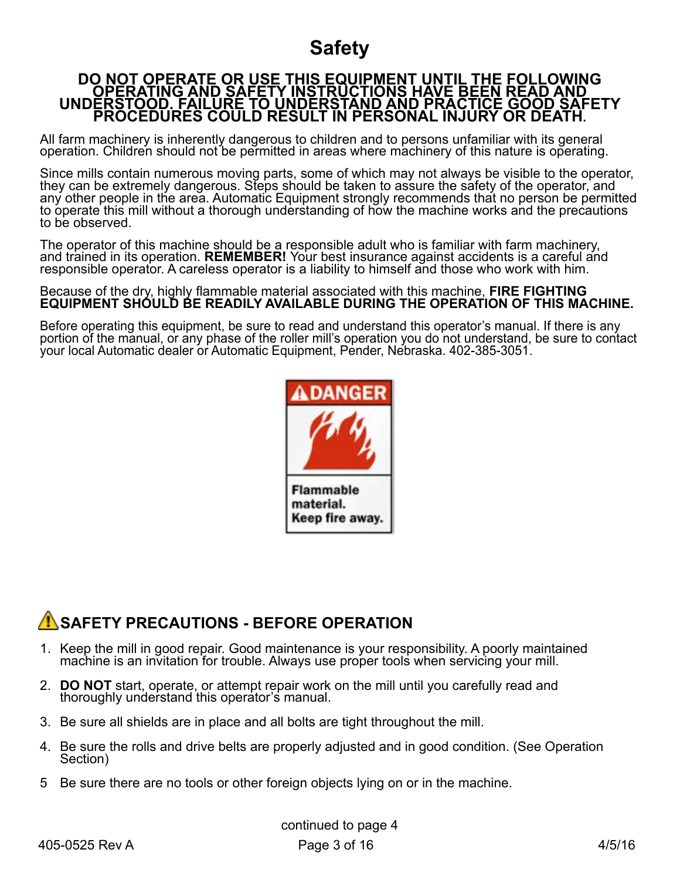# Safety

**DO NOT OPERATE OR USE THIS EQUIPMENT UNTIL THE FOLLOWING OPERATING AND SAFETY INSTRUCTIONS HAVE BEEN READ AND UNDERSTOOD. FAILURE TO UNDERSTAND AND PRACTICE GOOD SAFETY PROCEDURES COULD RESULT IN PERSONAL INJURY OR DEATH**.

All farm machinery is inherently dangerous to children and to persons unfamiliar with its general operation. Children should not be permitted in areas where machinery of this nature is operating.

Since mills contain numerous moving parts, some of which may not always be visible to the operator, they can be extremely dangerous. Steps should be taken to assure the safety of the operator, and any other people in the area. Automatic Equipment strongly recommends that no person be permitted to operate this mill without a thorough understanding of how the machine works and the precautions to be observed.

The operator of this machine should be a responsible adult who is familiar with farm machinery, and trained in its operation. **REMEMBER!** Your best insurance against accidents is a careful and responsible operator. A careless operator is a liability to himself and those who work with him.

Because of the dry, highly flammable material associated with this machine, **FIRE FIGHTING EQUIPMENT SHOULD BE READILY AVAILABLE DURING THE OPERATION OF THIS MACHINE.**

Before operating this equipment, be sure to read and understand this operator's manual. If there is any portion of the manual, or any phase of the roller mill's operation you do not understand, be sure to contact your local Automatic dealer or Automatic Equipment, Pender, Nebraska. 402-385-3051.

**DANGER**

**Flammable material. Keep fire away.**

## SAFETY PRECAUTIONS - BEFORE OPERATION

1. Keep the mill in good repair. Good maintenance is your responsibility. A poorly maintained machine is an invitation for trouble. Always use proper tools when servicing your mill.
2. **DO NOT** start, operate, or attempt repair work on the mill until you carefully read and thoroughly understand this operator's manual.
3. Be sure all shields are in place and all bolts are tight throughout the mill.
4. Be sure the rolls and drive belts are properly adjusted and in good condition. (See Operation Section)
5. Be sure there are no tools or other foreign objects lying on or in the machine.

continued to page 4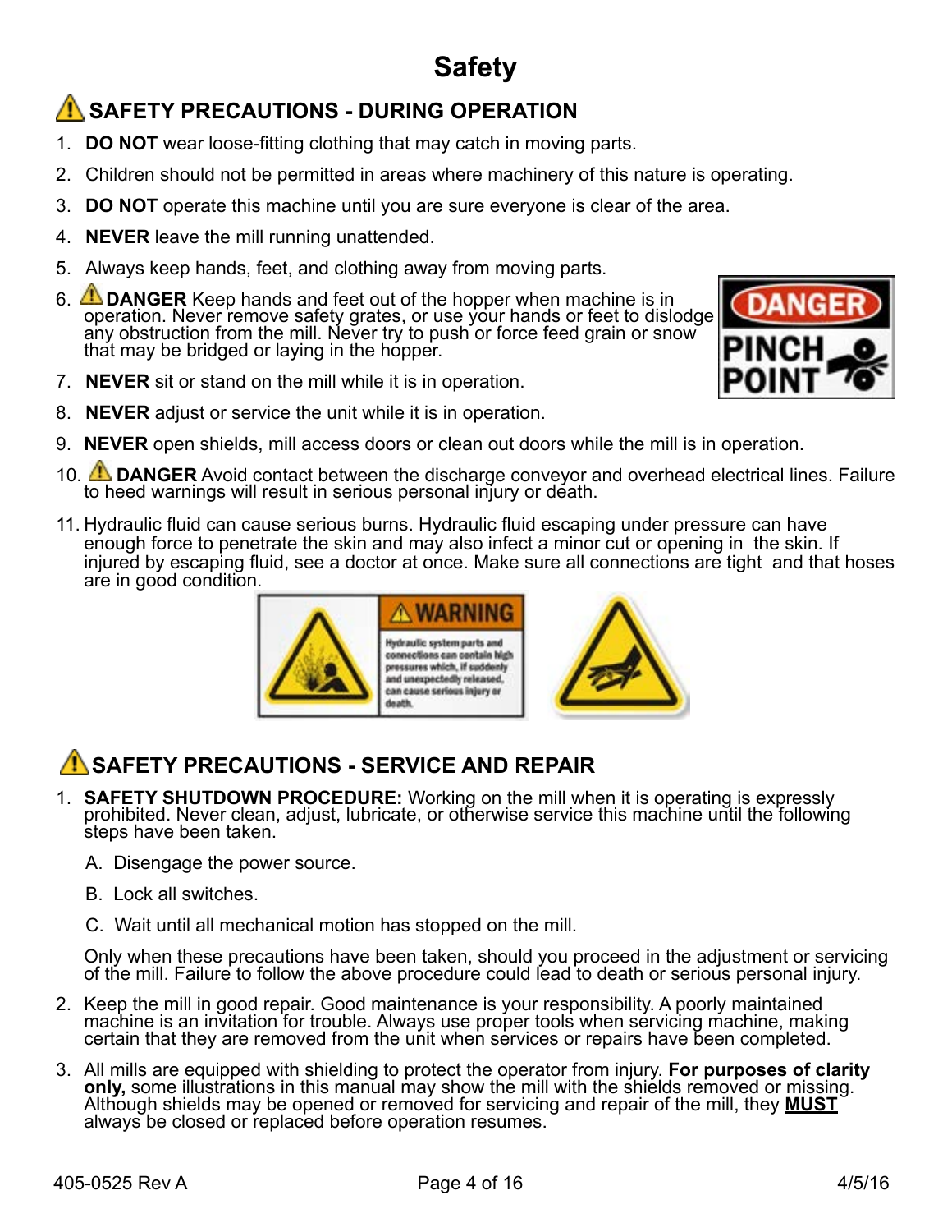# Safety

## ⚠ SAFETY PRECAUTIONS - DURING OPERATION

1. **DO NOT** wear loose-fitting clothing that may catch in moving parts.
2. Children should not be permitted in areas where machinery of this nature is operating.
3. **DO NOT** operate this machine until you are sure everyone is clear of the area.
4. **NEVER** leave the mill running unattended.
5. Always keep hands, feet, and clothing away from moving parts.
6. ⚠ **DANGER** Keep hands and feet out of the hopper when machine is in operation. Never remove safety grates, or use your hands or feet to dislodge any obstruction from the mill. Never try to push or force feed grain or snow that may be bridged or laying in the hopper.
7. **NEVER** sit or stand on the mill while it is in operation.
8. **NEVER** adjust or service the unit while it is in operation.
9. **NEVER** open shields, mill access doors or clean out doors while the mill is in operation.
10. ⚠ **DANGER** Avoid contact between the discharge conveyor and overhead electrical lines. Failure to heed warnings will result in serious personal injury or death.
11. Hydraulic fluid can cause serious burns. Hydraulic fluid escaping under pressure can have enough force to penetrate the skin and may also infect a minor cut or opening in the skin. If injured by escaping fluid, see a doctor at once. Make sure all connections are tight and that hoses are in good condition.

## ⚠ SAFETY PRECAUTIONS - SERVICE AND REPAIR

1. **SAFETY SHUTDOWN PROCEDURE:** Working on the mill when it is operating is expressly prohibited. Never clean, adjust, lubricate, or otherwise service this machine until the following steps have been taken.

   A. Disengage the power source.

   B. Lock all switches.

   C. Wait until all mechanical motion has stopped on the mill.

   Only when these precautions have been taken, should you proceed in the adjustment or servicing of the mill. Failure to follow the above procedure could lead to death or serious personal injury.

2. Keep the mill in good repair. Good maintenance is your responsibility. A poorly maintained machine is an invitation for trouble. Always use proper tools when servicing machine, making certain that they are removed from the unit when services or repairs have been completed.
3. All mills are equipped with shielding to protect the operator from injury. **For purposes of clarity only,** some illustrations in this manual may show the mill with the shields removed or missing. Although shields may be opened or removed for servicing and repair of the mill, they **MUST** always be closed or replaced before operation resumes.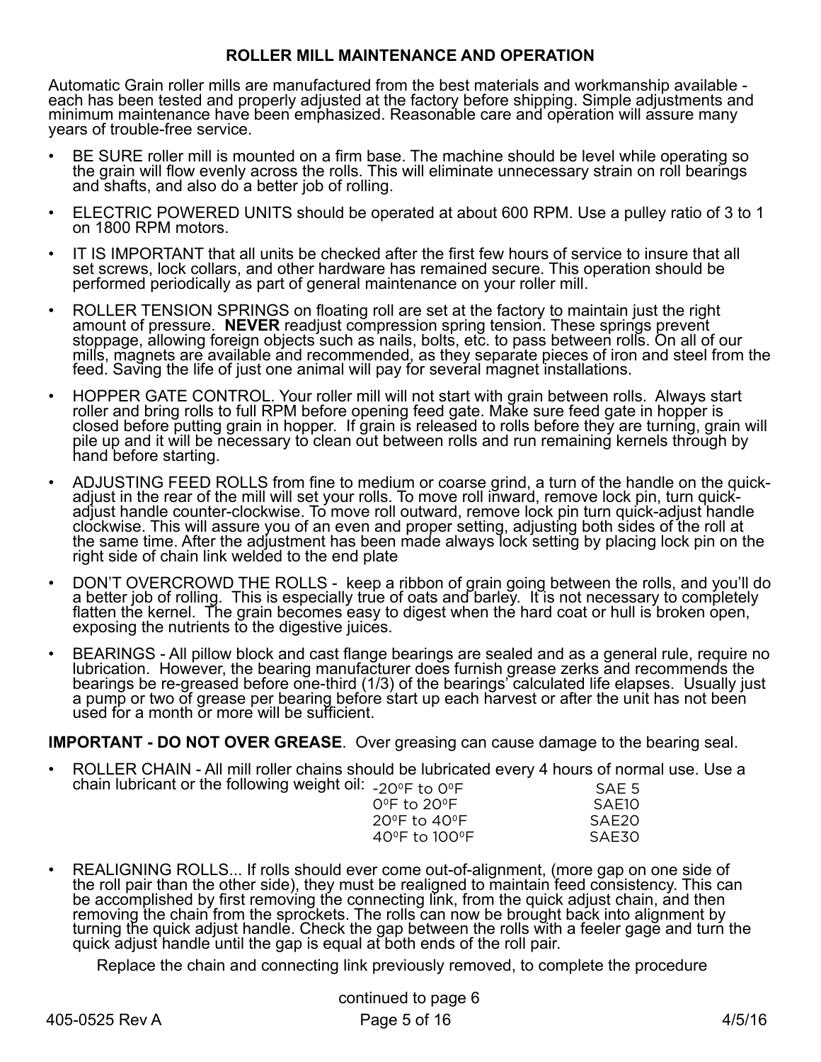## ROLLER MILL MAINTENANCE AND OPERATION

Automatic Grain roller mills are manufactured from the best materials and workmanship available - each has been tested and properly adjusted at the factory before shipping. Simple adjustments and minimum maintenance have been emphasized. Reasonable care and operation will assure many years of trouble-free service.

- BE SURE roller mill is mounted on a firm base. The machine should be level while operating so the grain will flow evenly across the rolls. This will eliminate unnecessary strain on roll bearings and shafts, and also do a better job of rolling.
- ELECTRIC POWERED UNITS should be operated at about 600 RPM. Use a pulley ratio of 3 to 1 on 1800 RPM motors.
- IT IS IMPORTANT that all units be checked after the first few hours of service to insure that all set screws, lock collars, and other hardware has remained secure. This operation should be performed periodically as part of general maintenance on your roller mill.
- ROLLER TENSION SPRINGS on floating roll are set at the factory to maintain just the right amount of pressure. **NEVER** readjust compression spring tension. These springs prevent stoppage, allowing foreign objects such as nails, bolts, etc. to pass between rolls. On all of our mills, magnets are available and recommended, as they separate pieces of iron and steel from the feed. Saving the life of just one animal will pay for several magnet installations.
- HOPPER GATE CONTROL. Your roller mill will not start with grain between rolls. Always start roller and bring rolls to full RPM before opening feed gate. Make sure feed gate in hopper is closed before putting grain in hopper. If grain is released to rolls before they are turning, grain will pile up and it will be necessary to clean out between rolls and run remaining kernels through by hand before starting.
- ADJUSTING FEED ROLLS from fine to medium or coarse grind, a turn of the handle on the quick-adjust in the rear of the mill will set your rolls. To move roll inward, remove lock pin, turn quick-adjust handle counter-clockwise. To move roll outward, remove lock pin turn quick-adjust handle clockwise. This will assure you of an even and proper setting, adjusting both sides of the roll at the same time. After the adjustment has been made always lock setting by placing lock pin on the right side of chain link welded to the end plate
- DON'T OVERCROWD THE ROLLS - keep a ribbon of grain going between the rolls, and you'll do a better job of rolling. This is especially true of oats and barley. It is not necessary to completely flatten the kernel. The grain becomes easy to digest when the hard coat or hull is broken open, exposing the nutrients to the digestive juices.
- BEARINGS - All pillow block and cast flange bearings are sealed and as a general rule, require no lubrication. However, the bearing manufacturer does furnish grease zerks and recommends the bearings be re-greased before one-third (1/3) of the bearings' calculated life elapses. Usually just a pump or two of grease per bearing before start up each harvest or after the unit has not been used for a month or more will be sufficient.

**IMPORTANT - DO NOT OVER GREASE**. Over greasing can cause damage to the bearing seal.

- ROLLER CHAIN - All mill roller chains should be lubricated every 4 hours of normal use. Use a chain lubricant or the following weight oil:

| Temperature | Oil |
|---|---|
| -20°F to 0°F | SAE 5 |
| 0°F to 20°F | SAE10 |
| 20°F to 40°F | SAE20 |
| 40°F to 100°F | SAE30 |

- REALIGNING ROLLS... If rolls should ever come out-of-alignment, (more gap on one side of the roll pair than the other side), they must be realigned to maintain feed consistency. This can be accomplished by first removing the connecting link, from the quick adjust chain, and then removing the chain from the sprockets. The rolls can now be brought back into alignment by turning the quick adjust handle. Check the gap between the rolls with a feeler gage and turn the quick adjust handle until the gap is equal at both ends of the roll pair.

  Replace the chain and connecting link previously removed, to complete the procedure

continued to page 6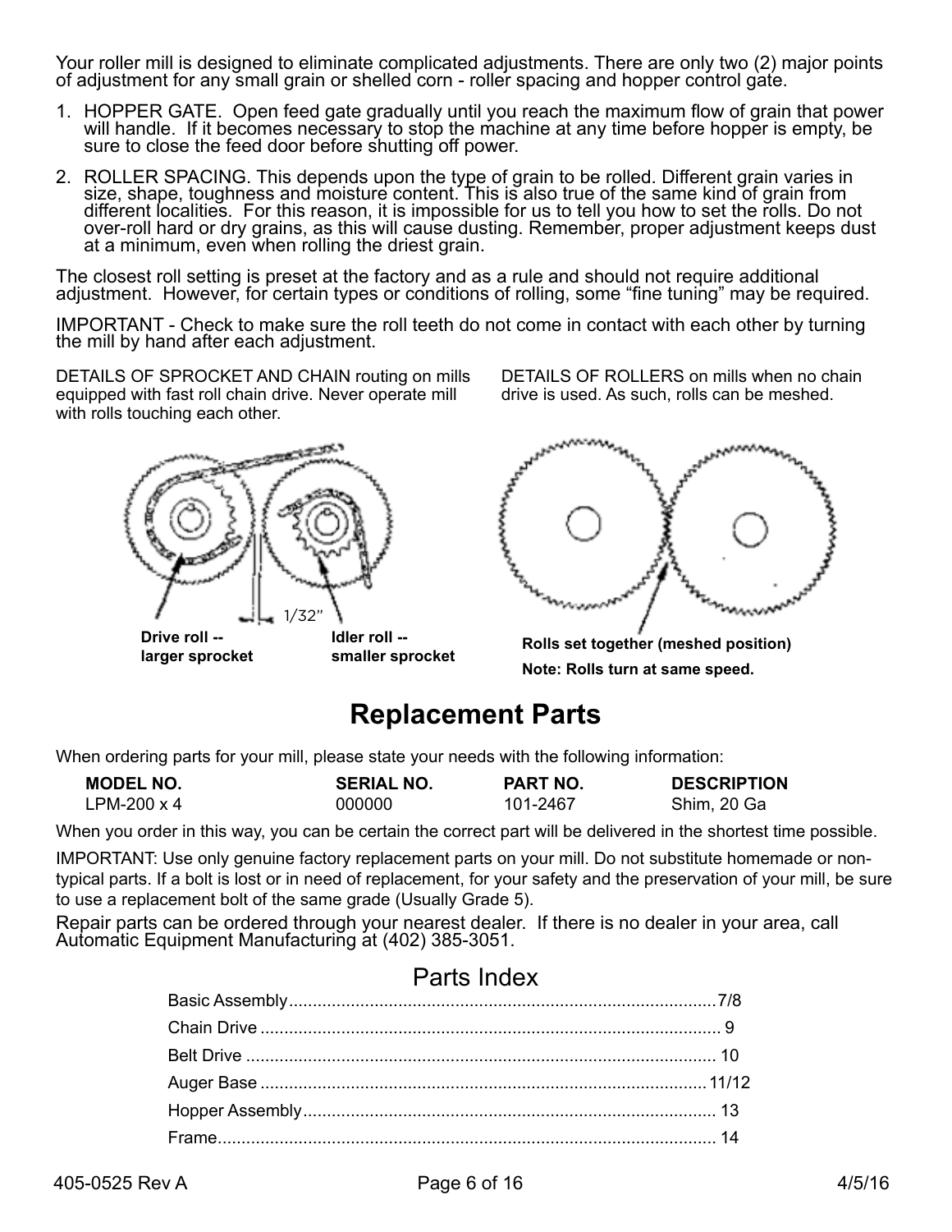Your roller mill is designed to eliminate complicated adjustments. There are only two (2) major points of adjustment for any small grain or shelled corn - roller spacing and hopper control gate.

1. HOPPER GATE. Open feed gate gradually until you reach the maximum flow of grain that power will handle. If it becomes necessary to stop the machine at any time before hopper is empty, be sure to close the feed door before shutting off power.
2. ROLLER SPACING. This depends upon the type of grain to be rolled. Different grain varies in size, shape, toughness and moisture content. This is also true of the same kind of grain from different localities. For this reason, it is impossible for us to tell you how to set the rolls. Do not over-roll hard or dry grains, as this will cause dusting. Remember, proper adjustment keeps dust at a minimum, even when rolling the driest grain.

The closest roll setting is preset at the factory and as a rule and should not require additional adjustment. However, for certain types or conditions of rolling, some "fine tuning" may be required.

IMPORTANT - Check to make sure the roll teeth do not come in contact with each other by turning the mill by hand after each adjustment.

DETAILS OF SPROCKET AND CHAIN routing on mills equipped with fast roll chain drive. Never operate mill with rolls touching each other.

1/32"

**Drive roll -- larger sprocket**

**Idler roll -- smaller sprocket**

DETAILS OF ROLLERS on mills when no chain drive is used. As such, rolls can be meshed.

**Rolls set together (meshed position)**

**Note: Rolls turn at same speed.**

# Replacement Parts

When ordering parts for your mill, please state your needs with the following information:

| MODEL NO. | SERIAL NO. | PART NO. | DESCRIPTION |
|---|---|---|---|
| LPM-200 x 4 | 000000 | 101-2467 | Shim, 20 Ga |

When you order in this way, you can be certain the correct part will be delivered in the shortest time possible.

IMPORTANT: Use only genuine factory replacement parts on your mill. Do not substitute homemade or non-typical parts. If a bolt is lost or in need of replacement, for your safety and the preservation of your mill, be sure to use a replacement bolt of the same grade (Usually Grade 5).

Repair parts can be ordered through your nearest dealer. If there is no dealer in your area, call Automatic Equipment Manufacturing at (402) 385-3051.

## Parts Index

| | |
|---|---|
| Basic Assembly | 7/8 |
| Chain Drive | 9 |
| Belt Drive | 10 |
| Auger Base | 11/12 |
| Hopper Assembly | 13 |
| Frame | 14 |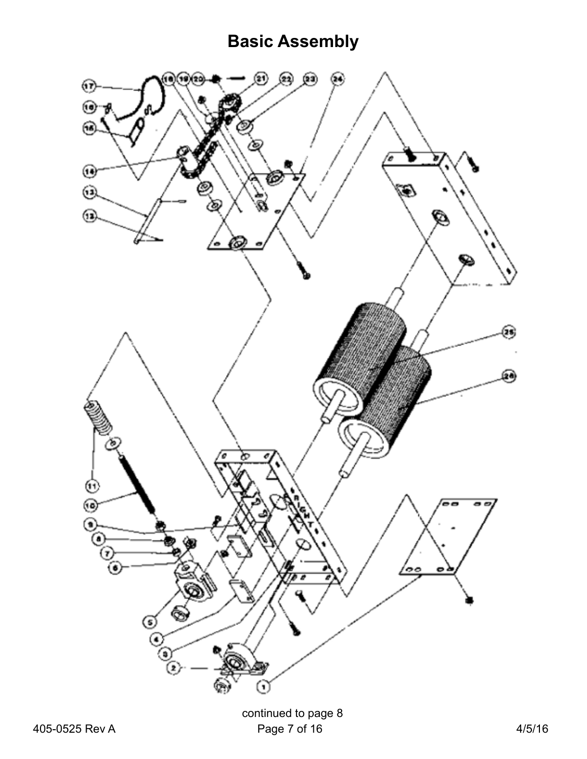# Basic Assembly

continued to page 8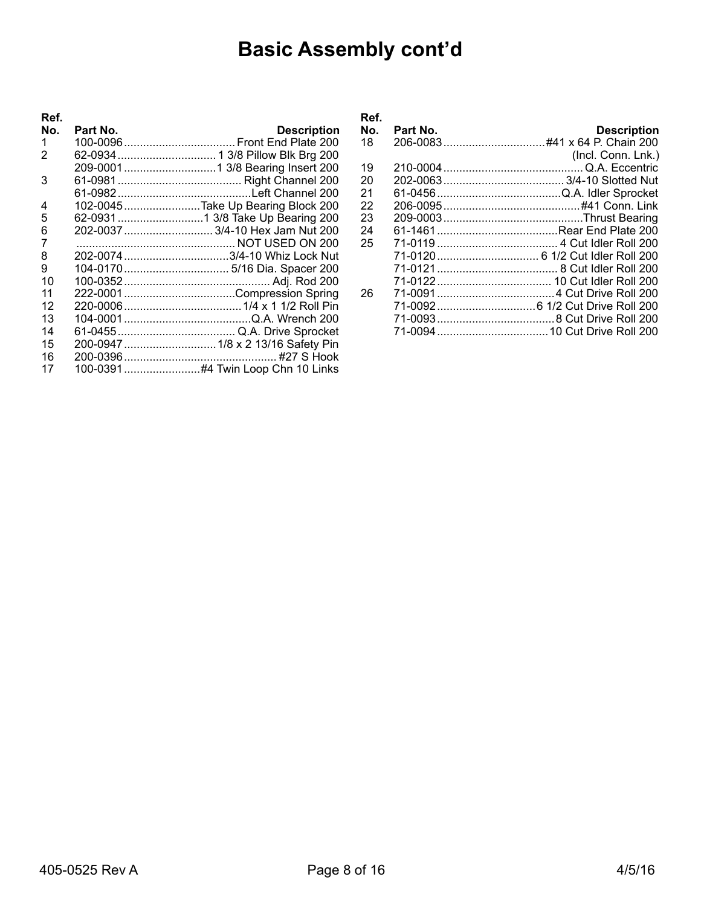# Basic Assembly cont'd

| Ref. No. | Part No. | Description |
|---|---|---|
| 1 | 100-0096 | Front End Plate 200 |
| 2 | 62-0934 | 1 3/8 Pillow Blk Brg 200 |
| | 209-0001 | 1 3/8 Bearing Insert 200 |
| 3 | 61-0981 | Right Channel 200 |
| | 61-0982 | Left Channel 200 |
| 4 | 102-0045 | Take Up Bearing Block 200 |
| 5 | 62-0931 | 1 3/8 Take Up Bearing 200 |
| 6 | 202-0037 | 3/4-10 Hex Jam Nut 200 |
| 7 | | NOT USED ON 200 |
| 8 | 202-0074 | 3/4-10 Whiz Lock Nut |
| 9 | 104-0170 | 5/16 Dia. Spacer 200 |
| 10 | 100-0352 | Adj. Rod 200 |
| 11 | 222-0001 | Compression Spring |
| 12 | 220-0006 | 1/4 x 1 1/2 Roll Pin |
| 13 | 104-0001 | Q.A. Wrench 200 |
| 14 | 61-0455 | Q.A. Drive Sprocket |
| 15 | 200-0947 | 1/8 x 2 13/16 Safety Pin |
| 16 | 200-0396 | #27 S Hook |
| 17 | 100-0391 | #4 Twin Loop Chn 10 Links |
| 18 | 206-0083 | #41 x 64 P. Chain 200 (Incl. Conn. Lnk.) |
| 19 | 210-0004 | Q.A. Eccentric |
| 20 | 202-0063 | 3/4-10 Slotted Nut |
| 21 | 61-0456 | Q.A. Idler Sprocket |
| 22 | 206-0095 | #41 Conn. Link |
| 23 | 209-0003 | Thrust Bearing |
| 24 | 61-1461 | Rear End Plate 200 |
| 25 | 71-0119 | 4 Cut Idler Roll 200 |
| | 71-0120 | 6 1/2 Cut Idler Roll 200 |
| | 71-0121 | 8 Cut Idler Roll 200 |
| | 71-0122 | 10 Cut Idler Roll 200 |
| 26 | 71-0091 | 4 Cut Drive Roll 200 |
| | 71-0092 | 6 1/2 Cut Drive Roll 200 |
| | 71-0093 | 8 Cut Drive Roll 200 |
| | 71-0094 | 10 Cut Drive Roll 200 |

405-0525 Rev A 4/5/16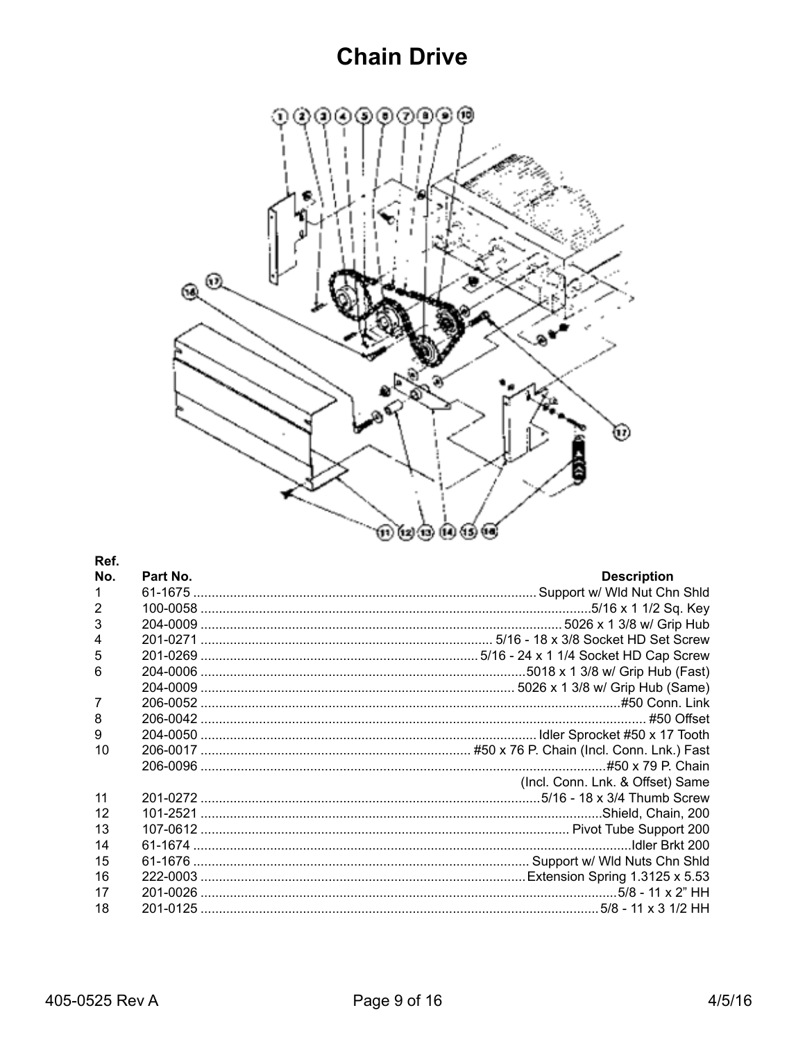# Chain Drive

| Ref. No. | Part No. | Description |
|---|---|---|
| 1 | 61-1675 | Support w/ Wld Nut Chn Shld |
| 2 | 100-0058 | 5/16 x 1 1/2 Sq. Key |
| 3 | 204-0009 | 5026 x 1 3/8 w/ Grip Hub |
| 4 | 201-0271 | 5/16 - 18 x 3/8 Socket HD Set Screw |
| 5 | 201-0269 | 5/16 - 24 x 1 1/4 Socket HD Cap Screw |
| 6 | 204-0006 | 5018 x 1 3/8 w/ Grip Hub (Fast) |
| | 204-0009 | 5026 x 1 3/8 w/ Grip Hub (Same) |
| 7 | 206-0052 | #50 Conn. Link |
| 8 | 206-0042 | #50 Offset |
| 9 | 204-0050 | Idler Sprocket #50 x 17 Tooth |
| 10 | 206-0017 | #50 x 76 P. Chain (Incl. Conn. Lnk.) Fast |
| | 206-0096 | #50 x 79 P. Chain (Incl. Conn. Lnk. & Offset) Same |
| 11 | 201-0272 | 5/16 - 18 x 3/4 Thumb Screw |
| 12 | 101-2521 | Shield, Chain, 200 |
| 13 | 107-0612 | Pivot Tube Support 200 |
| 14 | 61-1674 | Idler Brkt 200 |
| 15 | 61-1676 | Support w/ Wld Nuts Chn Shld |
| 16 | 222-0003 | Extension Spring 1.3125 x 5.53 |
| 17 | 201-0026 | 5/8 - 11 x 2" HH |
| 18 | 201-0125 | 5/8 - 11 x 3 1/2 HH |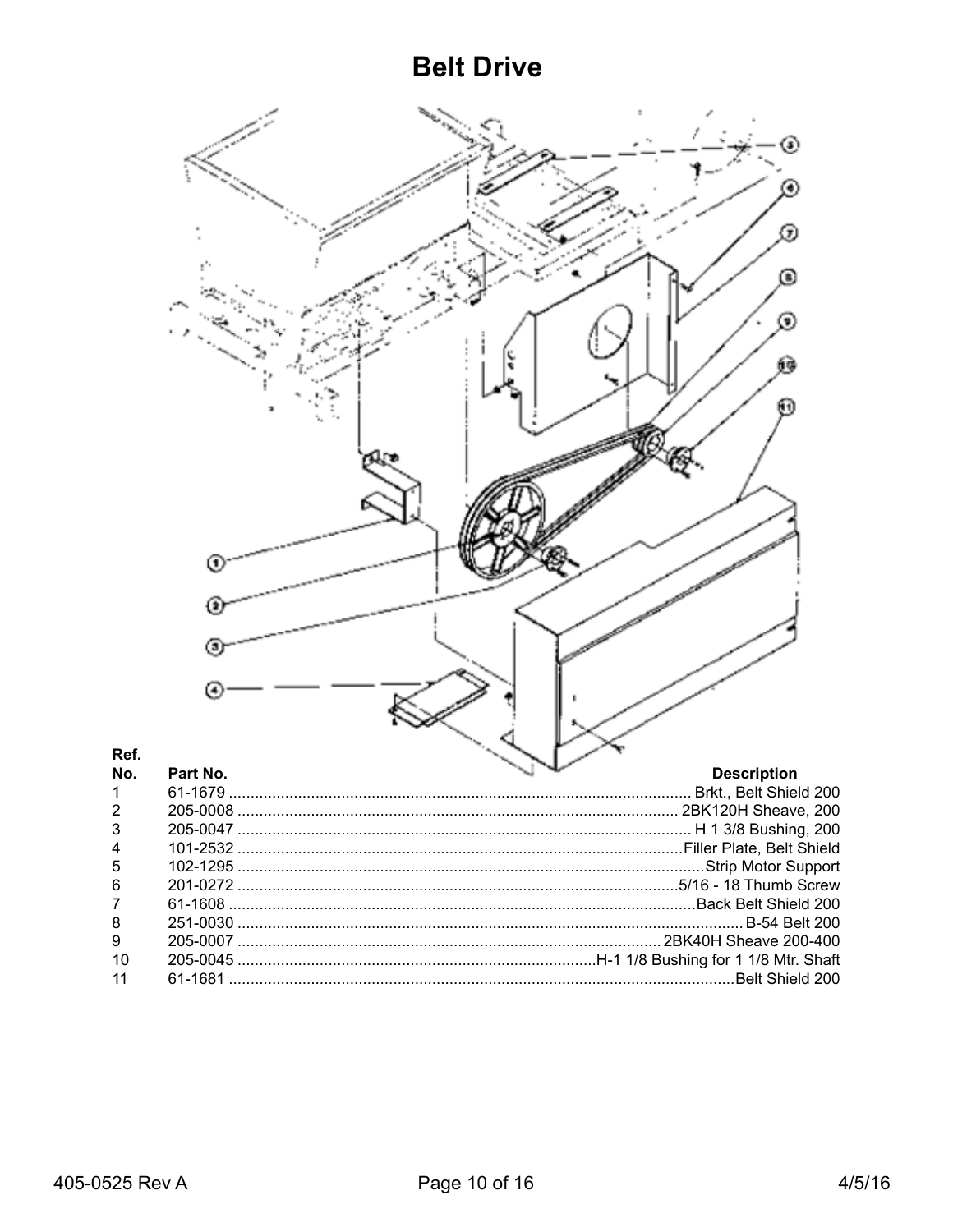# Belt Drive

| Ref. No. | Part No. | Description |
|---|---|---|
| 1 | 61-1679 | Brkt., Belt Shield 200 |
| 2 | 205-0008 | 2BK120H Sheave, 200 |
| 3 | 205-0047 | H 1 3/8 Bushing, 200 |
| 4 | 101-2532 | Filler Plate, Belt Shield |
| 5 | 102-1295 | Strip Motor Support |
| 6 | 201-0272 | 5/16 - 18 Thumb Screw |
| 7 | 61-1608 | Back Belt Shield 200 |
| 8 | 251-0030 | B-54 Belt 200 |
| 9 | 205-0007 | 2BK40H Sheave 200-400 |
| 10 | 205-0045 | H-1 1/8 Bushing for 1 1/8 Mtr. Shaft |
| 11 | 61-1681 | Belt Shield 200 |

405-0525 Rev A 4/5/16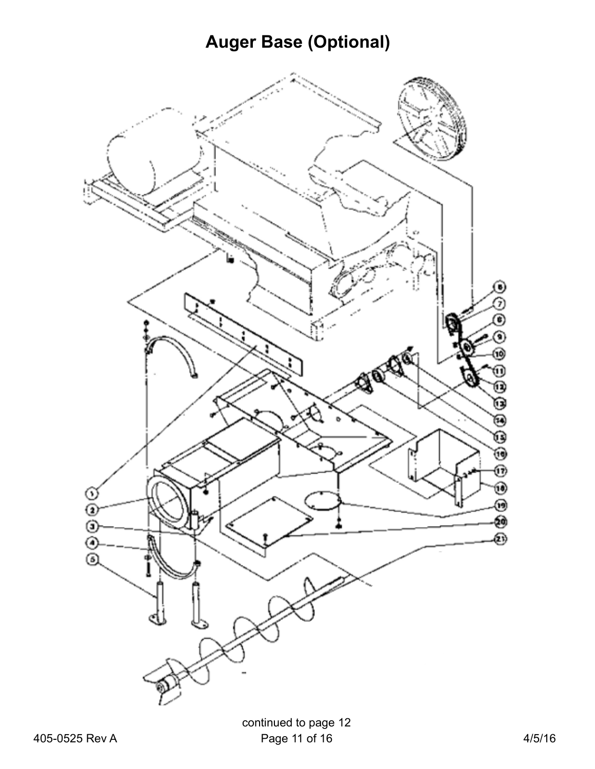# Auger Base (Optional)

continued to page 12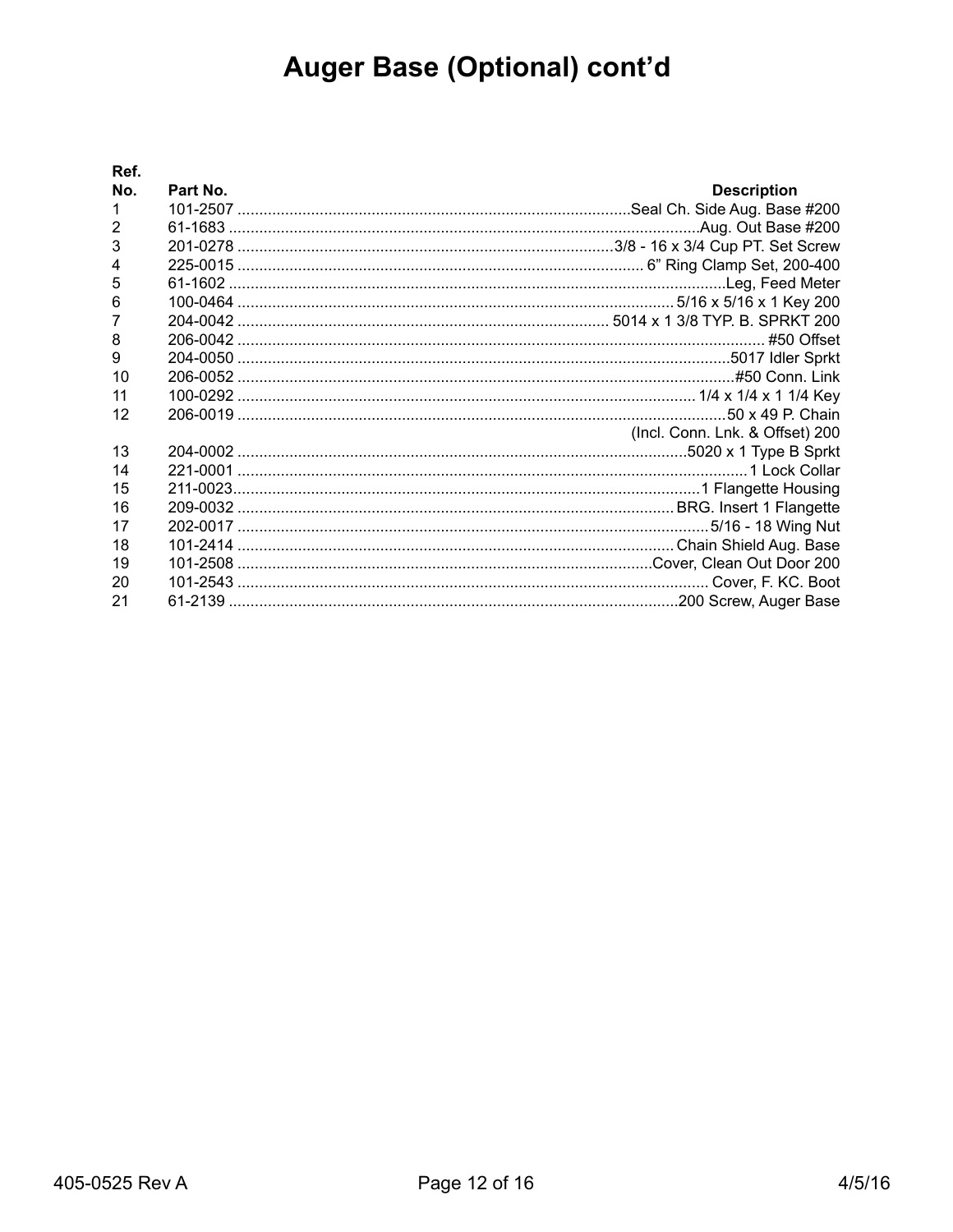# Auger Base (Optional) cont'd

| Ref. No. | Part No. | Description |
|---|---|---|
| 1 | 101-2507 | Seal Ch. Side Aug. Base #200 |
| 2 | 61-1683 | Aug. Out Base #200 |
| 3 | 201-0278 | 3/8 - 16 x 3/4 Cup PT. Set Screw |
| 4 | 225-0015 | 6" Ring Clamp Set, 200-400 |
| 5 | 61-1602 | Leg, Feed Meter |
| 6 | 100-0464 | 5/16 x 5/16 x 1 Key 200 |
| 7 | 204-0042 | 5014 x 1 3/8 TYP. B. SPRKT 200 |
| 8 | 206-0042 | #50 Offset |
| 9 | 204-0050 | 5017 Idler Sprkt |
| 10 | 206-0052 | #50 Conn. Link |
| 11 | 100-0292 | 1/4 x 1/4 x 1 1/4 Key |
| 12 | 206-0019 | 50 x 49 P. Chain (Incl. Conn. Lnk. & Offset) 200 |
| 13 | 204-0002 | 5020 x 1 Type B Sprkt |
| 14 | 221-0001 | 1 Lock Collar |
| 15 | 211-0023 | 1 Flangette Housing |
| 16 | 209-0032 | BRG. Insert 1 Flangette |
| 17 | 202-0017 | 5/16 - 18 Wing Nut |
| 18 | 101-2414 | Chain Shield Aug. Base |
| 19 | 101-2508 | Cover, Clean Out Door 200 |
| 20 | 101-2543 | Cover, F. KC. Boot |
| 21 | 61-2139 | 200 Screw, Auger Base |

405-0525 Rev A

4/5/16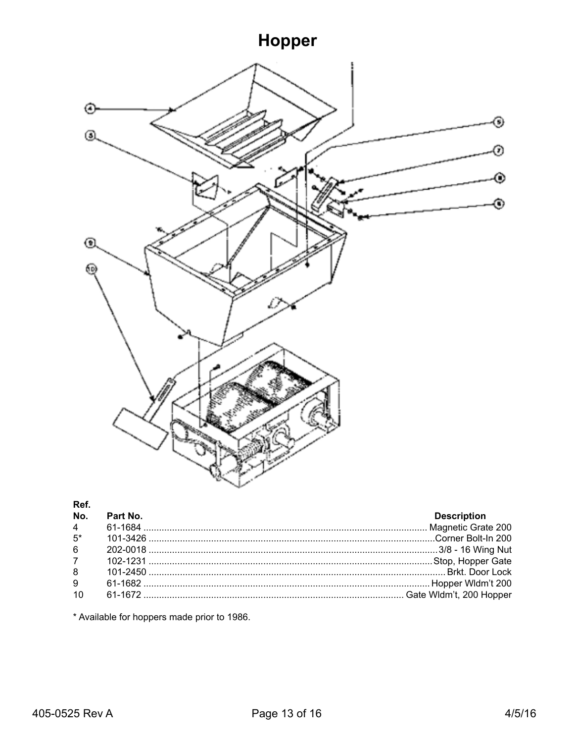# Hopper

| Ref. No. | Part No. | Description |
|---|---|---|
| 4 | 61-1684 | Magnetic Grate 200 |
| 5* | 101-3426 | Corner Bolt-In 200 |
| 6 | 202-0018 | 3/8 - 16 Wing Nut |
| 7 | 102-1231 | Stop, Hopper Gate |
| 8 | 101-2450 | Brkt. Door Lock |
| 9 | 61-1682 | Hopper Wldm't 200 |
| 10 | 61-1672 | Gate Wldm't, 200 Hopper |

* Available for hoppers made prior to 1986.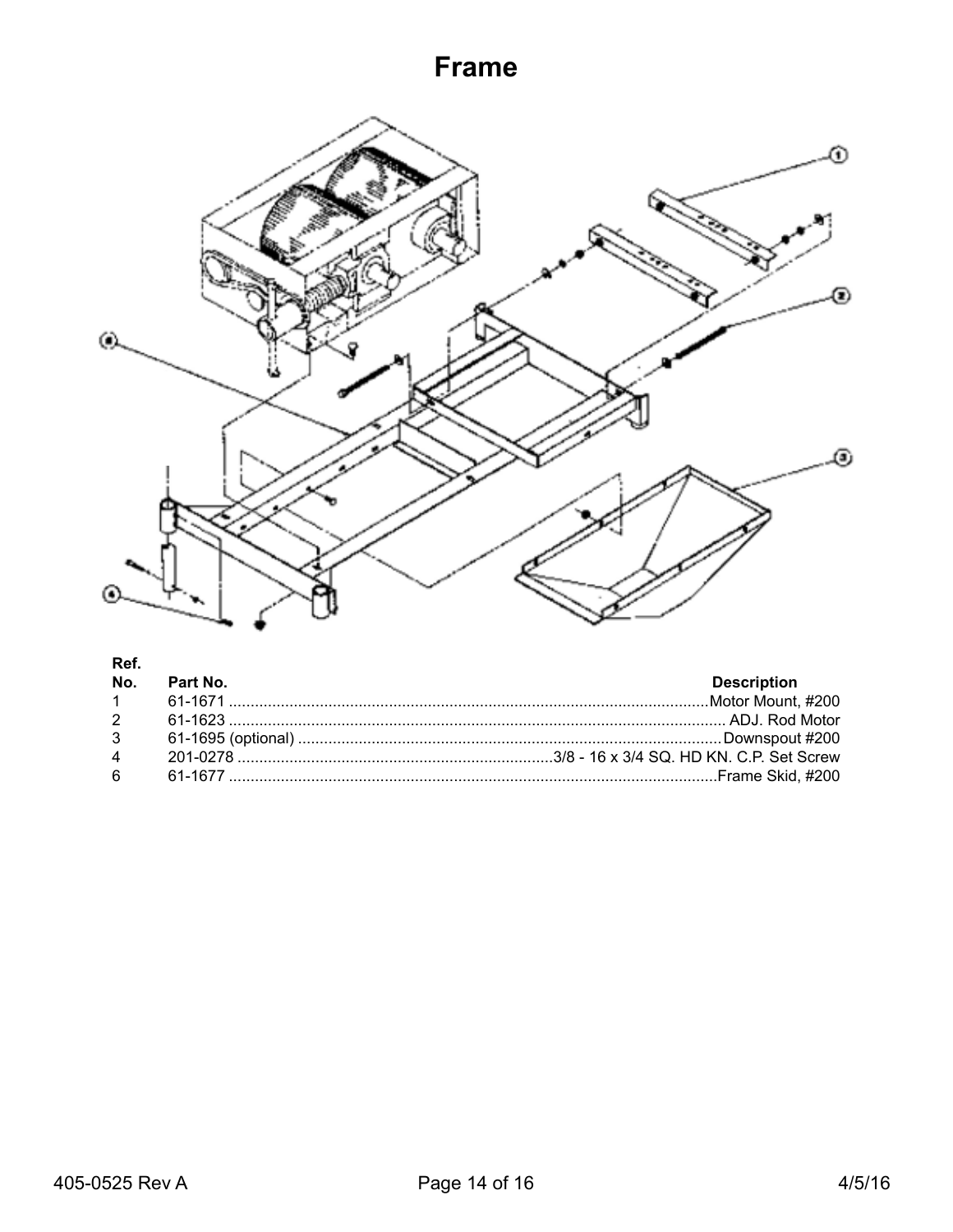# Frame

| Ref. No. | Part No. | Description |
| --- | --- | --- |
| 1 | 61-1671 | Motor Mount, #200 |
| 2 | 61-1623 | ADJ. Rod Motor |
| 3 | 61-1695 (optional) | Downspout #200 |
| 4 | 201-0278 | 3/8 - 16 x 3/4 SQ. HD KN. C.P. Set Screw |
| 6 | 61-1677 | Frame Skid, #200 |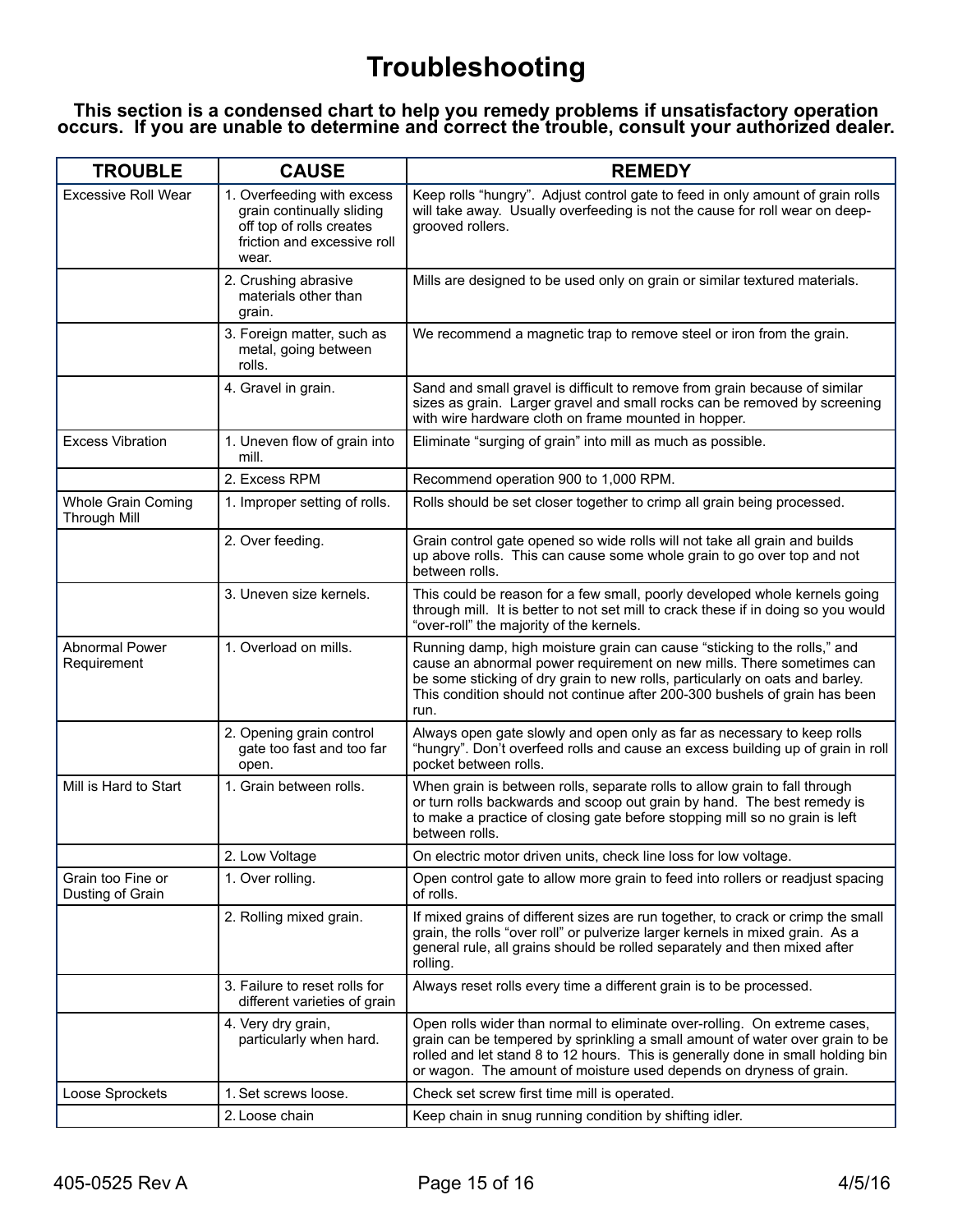# Troubleshooting

**This section is a condensed chart to help you remedy problems if unsatisfactory operation occurs. If you are unable to determine and correct the trouble, consult your authorized dealer.**

| TROUBLE | CAUSE | REMEDY |
|---|---|---|
| Excessive Roll Wear | 1. Overfeeding with excess grain continually sliding off top of rolls creates friction and excessive roll wear. | Keep rolls "hungry". Adjust control gate to feed in only amount of grain rolls will take away. Usually overfeeding is not the cause for roll wear on deep-grooved rollers. |
| | 2. Crushing abrasive materials other than grain. | Mills are designed to be used only on grain or similar textured materials. |
| | 3. Foreign matter, such as metal, going between rolls. | We recommend a magnetic trap to remove steel or iron from the grain. |
| | 4. Gravel in grain. | Sand and small gravel is difficult to remove from grain because of similar sizes as grain. Larger gravel and small rocks can be removed by screening with wire hardware cloth on frame mounted in hopper. |
| Excess Vibration | 1. Uneven flow of grain into mill. | Eliminate "surging of grain" into mill as much as possible. |
| | 2. Excess RPM | Recommend operation 900 to 1,000 RPM. |
| Whole Grain Coming Through Mill | 1. Improper setting of rolls. | Rolls should be set closer together to crimp all grain being processed. |
| | 2. Over feeding. | Grain control gate opened so wide rolls will not take all grain and builds up above rolls. This can cause some whole grain to go over top and not between rolls. |
| | 3. Uneven size kernels. | This could be reason for a few small, poorly developed whole kernels going through mill. It is better to not set mill to crack these if in doing so you would "over-roll" the majority of the kernels. |
| Abnormal Power Requirement | 1. Overload on mills. | Running damp, high moisture grain can cause "sticking to the rolls," and cause an abnormal power requirement on new mills. There sometimes can be some sticking of dry grain to new rolls, particularly on oats and barley. This condition should not continue after 200-300 bushels of grain has been run. |
| | 2. Opening grain control gate too fast and too far open. | Always open gate slowly and open only as far as necessary to keep rolls "hungry". Don't overfeed rolls and cause an excess building up of grain in roll pocket between rolls. |
| Mill is Hard to Start | 1. Grain between rolls. | When grain is between rolls, separate rolls to allow grain to fall through or turn rolls backwards and scoop out grain by hand. The best remedy is to make a practice of closing gate before stopping mill so no grain is left between rolls. |
| | 2. Low Voltage | On electric motor driven units, check line loss for low voltage. |
| Grain too Fine or Dusting of Grain | 1. Over rolling. | Open control gate to allow more grain to feed into rollers or readjust spacing of rolls. |
| | 2. Rolling mixed grain. | If mixed grains of different sizes are run together, to crack or crimp the small grain, the rolls "over roll" or pulverize larger kernels in mixed grain. As a general rule, all grains should be rolled separately and then mixed after rolling. |
| | 3. Failure to reset rolls for different varieties of grain | Always reset rolls every time a different grain is to be processed. |
| | 4. Very dry grain, particularly when hard. | Open rolls wider than normal to eliminate over-rolling. On extreme cases, grain can be tempered by sprinkling a small amount of water over grain to be rolled and let stand 8 to 12 hours. This is generally done in small holding bin or wagon. The amount of moisture used depends on dryness of grain. |
| Loose Sprockets | 1. Set screws loose. | Check set screw first time mill is operated. |
| | 2. Loose chain | Keep chain in snug running condition by shifting idler. |

405-0525 Rev A 4/5/16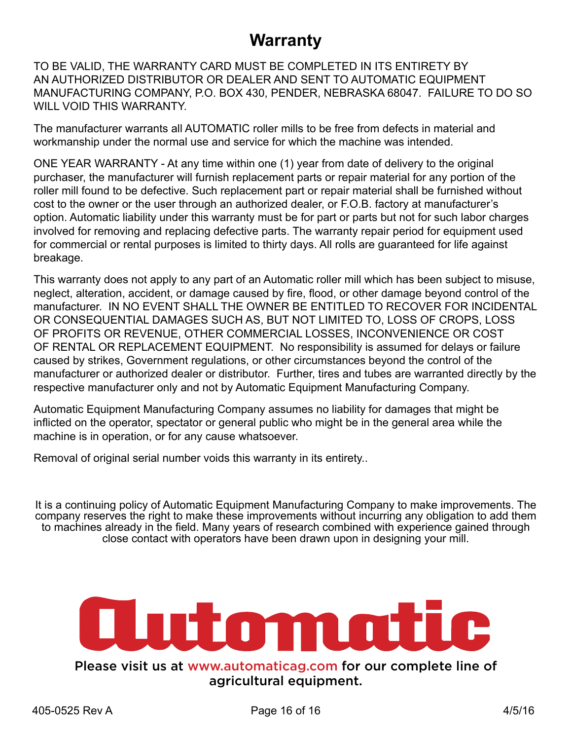# Warranty

TO BE VALID, THE WARRANTY CARD MUST BE COMPLETED IN ITS ENTIRETY BY AN AUTHORIZED DISTRIBUTOR OR DEALER AND SENT TO AUTOMATIC EQUIPMENT MANUFACTURING COMPANY, P.O. BOX 430, PENDER, NEBRASKA 68047. FAILURE TO DO SO WILL VOID THIS WARRANTY.

The manufacturer warrants all AUTOMATIC roller mills to be free from defects in material and workmanship under the normal use and service for which the machine was intended.

ONE YEAR WARRANTY - At any time within one (1) year from date of delivery to the original purchaser, the manufacturer will furnish replacement parts or repair material for any portion of the roller mill found to be defective. Such replacement part or repair material shall be furnished without cost to the owner or the user through an authorized dealer, or F.O.B. factory at manufacturer's option. Automatic liability under this warranty must be for part or parts but not for such labor charges involved for removing and replacing defective parts. The warranty repair period for equipment used for commercial or rental purposes is limited to thirty days. All rolls are guaranteed for life against breakage.

This warranty does not apply to any part of an Automatic roller mill which has been subject to misuse, neglect, alteration, accident, or damage caused by fire, flood, or other damage beyond control of the manufacturer. IN NO EVENT SHALL THE OWNER BE ENTITLED TO RECOVER FOR INCIDENTAL OR CONSEQUENTIAL DAMAGES SUCH AS, BUT NOT LIMITED TO, LOSS OF CROPS, LOSS OF PROFITS OR REVENUE, OTHER COMMERCIAL LOSSES, INCONVENIENCE OR COST OF RENTAL OR REPLACEMENT EQUIPMENT. No responsibility is assumed for delays or failure caused by strikes, Government regulations, or other circumstances beyond the control of the manufacturer or authorized dealer or distributor. Further, tires and tubes are warranted directly by the respective manufacturer only and not by Automatic Equipment Manufacturing Company.

Automatic Equipment Manufacturing Company assumes no liability for damages that might be inflicted on the operator, spectator or general public who might be in the general area while the machine is in operation, or for any cause whatsoever.

Removal of original serial number voids this warranty in its entirety..

It is a continuing policy of Automatic Equipment Manufacturing Company to make improvements. The company reserves the right to make these improvements without incurring any obligation to add them to machines already in the field. Many years of research combined with experience gained through close contact with operators have been drawn upon in designing your mill.

Automatic

Please visit us at www.automaticag.com for our complete line of agricultural equipment.

405-0525 Rev A 4/5/16